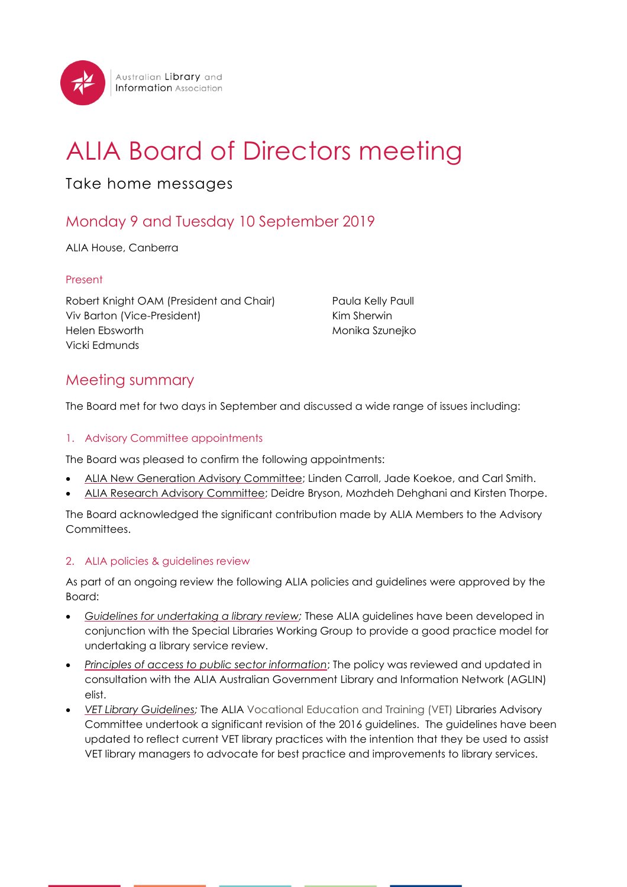Australian Library and Information Association

# ALIA Board of Directors meeting

Take home messages

## Monday 9 and Tuesday 10 September 2019

ALIA House, Canberra

### Present

Robert Knight OAM (President and Chair)
Viv Barton (Vice-President)
Helen Ebsworth
Vicki Edmunds
Paula Kelly Paull
Kim Sherwin
Monika Szunejko

## Meeting summary

The Board met for two days in September and discussed a wide range of issues including:

### 1. Advisory Committee appointments

The Board was pleased to confirm the following appointments:

- ALIA New Generation Advisory Committee; Linden Carroll, Jade Koekoe, and Carl Smith.
- ALIA Research Advisory Committee; Deidre Bryson, Mozhdeh Dehghani and Kirsten Thorpe.

The Board acknowledged the significant contribution made by ALIA Members to the Advisory Committees.

### 2. ALIA policies & guidelines review

As part of an ongoing review the following ALIA policies and guidelines were approved by the Board:

- *Guidelines for undertaking a library review;* These ALIA guidelines have been developed in conjunction with the Special Libraries Working Group to provide a good practice model for undertaking a library service review.
- *Principles of access to public sector information*; The policy was reviewed and updated in consultation with the ALIA Australian Government Library and Information Network (AGLIN) elist.
- *VET Library Guidelines;* The ALIA Vocational Education and Training (VET) Libraries Advisory Committee undertook a significant revision of the 2016 guidelines. The guidelines have been updated to reflect current VET library practices with the intention that they be used to assist VET library managers to advocate for best practice and improvements to library services.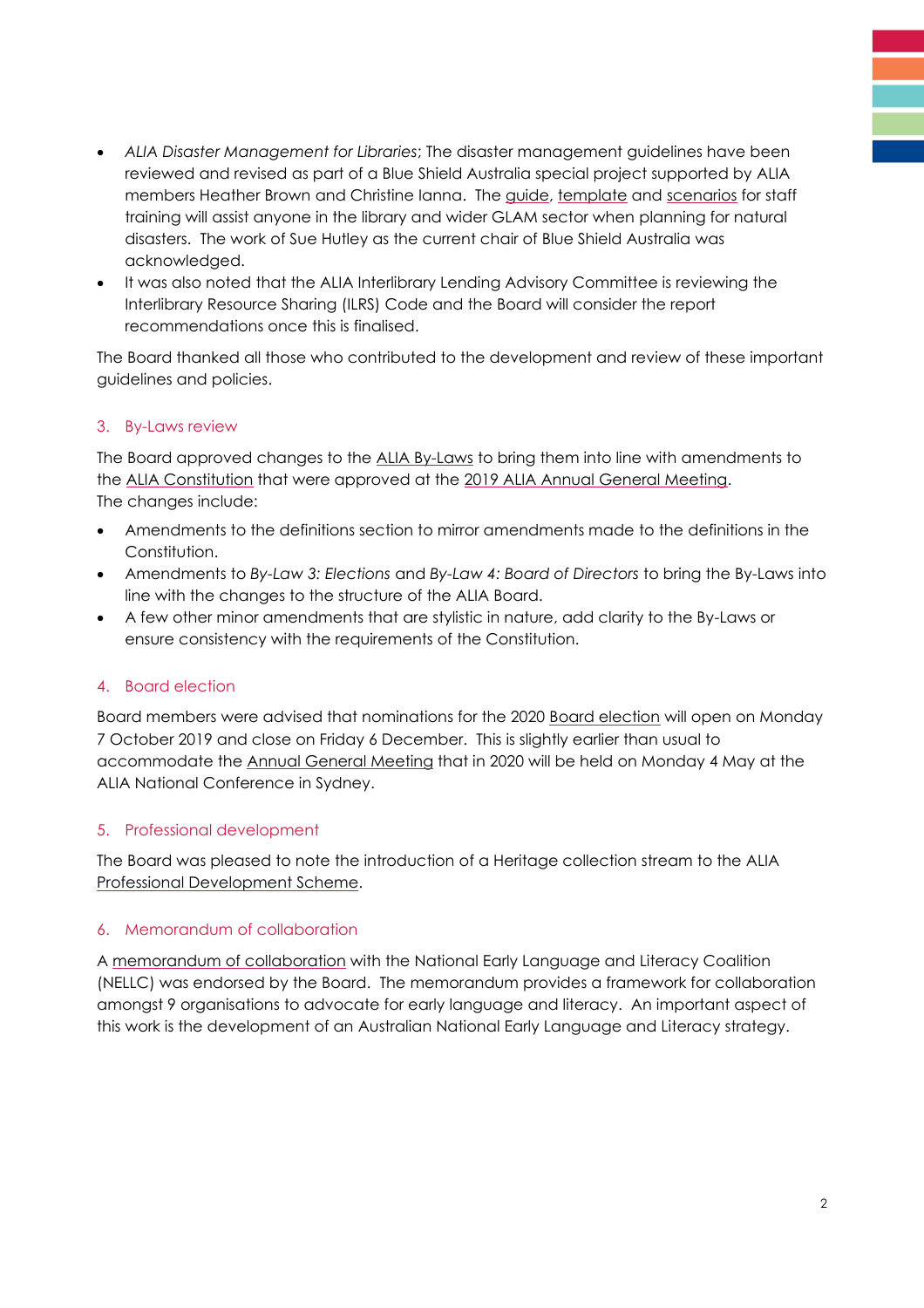- *ALIA Disaster Management for Libraries*; The disaster management guidelines have been reviewed and revised as part of a Blue Shield Australia special project supported by ALIA members Heather Brown and Christine Ianna. The guide, template and scenarios for staff training will assist anyone in the library and wider GLAM sector when planning for natural disasters. The work of Sue Hutley as the current chair of Blue Shield Australia was acknowledged.
- It was also noted that the ALIA Interlibrary Lending Advisory Committee is reviewing the Interlibrary Resource Sharing (ILRS) Code and the Board will consider the report recommendations once this is finalised.

The Board thanked all those who contributed to the development and review of these important guidelines and policies.

## 3. By-Laws review

The Board approved changes to the ALIA By-Laws to bring them into line with amendments to the ALIA Constitution that were approved at the 2019 ALIA Annual General Meeting.
The changes include:

- Amendments to the definitions section to mirror amendments made to the definitions in the Constitution.
- Amendments to *By-Law 3: Elections* and *By-Law 4: Board of Directors* to bring the By-Laws into line with the changes to the structure of the ALIA Board.
- A few other minor amendments that are stylistic in nature, add clarity to the By-Laws or ensure consistency with the requirements of the Constitution.

## 4. Board election

Board members were advised that nominations for the 2020 Board election will open on Monday 7 October 2019 and close on Friday 6 December. This is slightly earlier than usual to accommodate the Annual General Meeting that in 2020 will be held on Monday 4 May at the ALIA National Conference in Sydney.

## 5. Professional development

The Board was pleased to note the introduction of a Heritage collection stream to the ALIA Professional Development Scheme.

## 6. Memorandum of collaboration

A memorandum of collaboration with the National Early Language and Literacy Coalition (NELLC) was endorsed by the Board. The memorandum provides a framework for collaboration amongst 9 organisations to advocate for early language and literacy. An important aspect of this work is the development of an Australian National Early Language and Literacy strategy.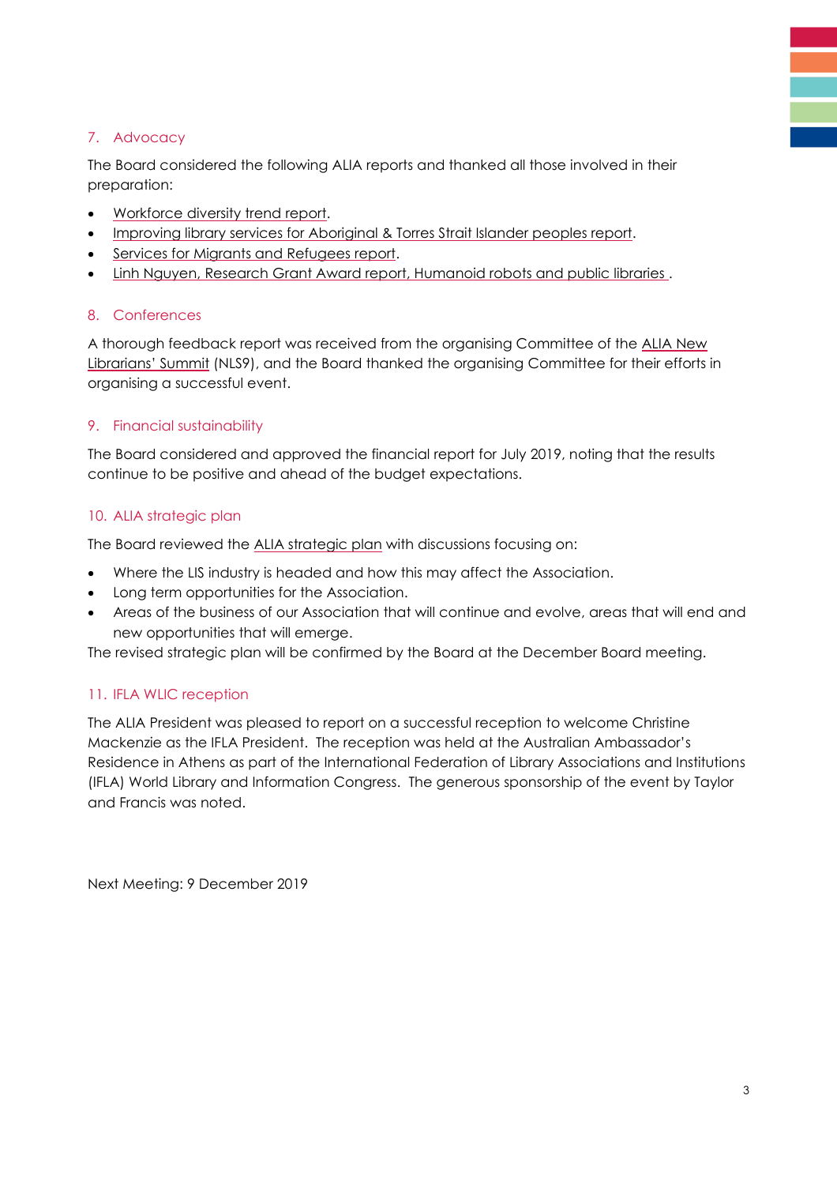## 7. Advocacy

The Board considered the following ALIA reports and thanked all those involved in their preparation:

- Workforce diversity trend report.
- Improving library services for Aboriginal & Torres Strait Islander peoples report.
- Services for Migrants and Refugees report.
- Linh Nguyen, Research Grant Award report, Humanoid robots and public libraries .

## 8. Conferences

A thorough feedback report was received from the organising Committee of the ALIA New Librarians' Summit (NLS9), and the Board thanked the organising Committee for their efforts in organising a successful event.

## 9. Financial sustainability

The Board considered and approved the financial report for July 2019, noting that the results continue to be positive and ahead of the budget expectations.

## 10. ALIA strategic plan

The Board reviewed the ALIA strategic plan with discussions focusing on:

- Where the LIS industry is headed and how this may affect the Association.
- Long term opportunities for the Association.
- Areas of the business of our Association that will continue and evolve, areas that will end and new opportunities that will emerge.

The revised strategic plan will be confirmed by the Board at the December Board meeting.

## 11. IFLA WLIC reception

The ALIA President was pleased to report on a successful reception to welcome Christine Mackenzie as the IFLA President. The reception was held at the Australian Ambassador's Residence in Athens as part of the International Federation of Library Associations and Institutions (IFLA) World Library and Information Congress. The generous sponsorship of the event by Taylor and Francis was noted.

Next Meeting: 9 December 2019